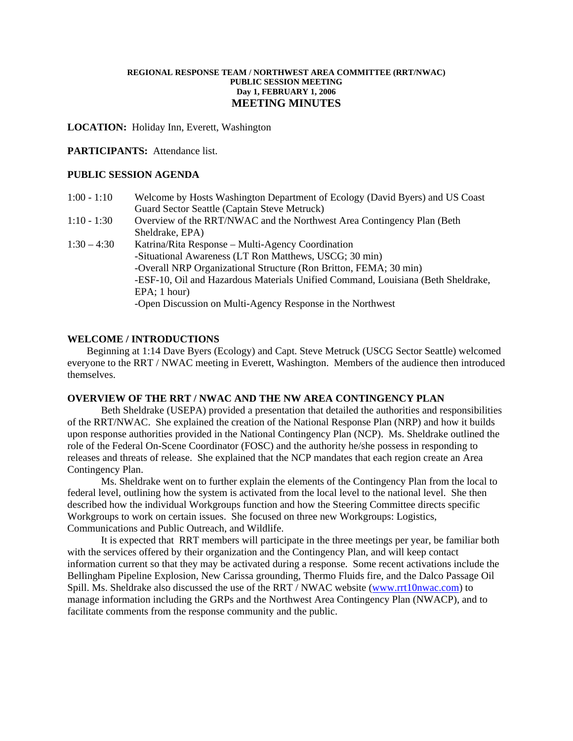**REGIONAL RESPONSE TEAM / NORTHWEST AREA COMMITTEE (RRT/NWAC)**
**PUBLIC SESSION MEETING**
**Day 1, FEBRUARY 1, 2006**

# MEETING MINUTES

**LOCATION:** Holiday Inn, Everett, Washington

**PARTICIPANTS:** Attendance list.

## PUBLIC SESSION AGENDA

| | |
|---|---|
| 1:00 - 1:10 | Welcome by Hosts Washington Department of Ecology (David Byers) and US Coast Guard Sector Seattle (Captain Steve Metruck) |
| 1:10 - 1:30 | Overview of the RRT/NWAC and the Northwest Area Contingency Plan (Beth Sheldrake, EPA) |
| 1:30 – 4:30 | Katrina/Rita Response – Multi-Agency Coordination<br>-Situational Awareness (LT Ron Matthews, USCG; 30 min)<br>-Overall NRP Organizational Structure (Ron Britton, FEMA; 30 min)<br>-ESF-10, Oil and Hazardous Materials Unified Command, Louisiana (Beth Sheldrake, EPA; 1 hour)<br>-Open Discussion on Multi-Agency Response in the Northwest |

## WELCOME / INTRODUCTIONS

Beginning at 1:14 Dave Byers (Ecology) and Capt. Steve Metruck (USCG Sector Seattle) welcomed everyone to the RRT / NWAC meeting in Everett, Washington. Members of the audience then introduced themselves.

## OVERVIEW OF THE RRT / NWAC AND THE NW AREA CONTINGENCY PLAN

Beth Sheldrake (USEPA) provided a presentation that detailed the authorities and responsibilities of the RRT/NWAC. She explained the creation of the National Response Plan (NRP) and how it builds upon response authorities provided in the National Contingency Plan (NCP). Ms. Sheldrake outlined the role of the Federal On-Scene Coordinator (FOSC) and the authority he/she possess in responding to releases and threats of release. She explained that the NCP mandates that each region create an Area Contingency Plan.

Ms. Sheldrake went on to further explain the elements of the Contingency Plan from the local to federal level, outlining how the system is activated from the local level to the national level. She then described how the individual Workgroups function and how the Steering Committee directs specific Workgroups to work on certain issues. She focused on three new Workgroups: Logistics, Communications and Public Outreach, and Wildlife.

It is expected that RRT members will participate in the three meetings per year, be familiar both with the services offered by their organization and the Contingency Plan, and will keep contact information current so that they may be activated during a response. Some recent activations include the Bellingham Pipeline Explosion, New Carissa grounding, Thermo Fluids fire, and the Dalco Passage Oil Spill. Ms. Sheldrake also discussed the use of the RRT / NWAC website (www.rrt10nwac.com) to manage information including the GRPs and the Northwest Area Contingency Plan (NWACP), and to facilitate comments from the response community and the public.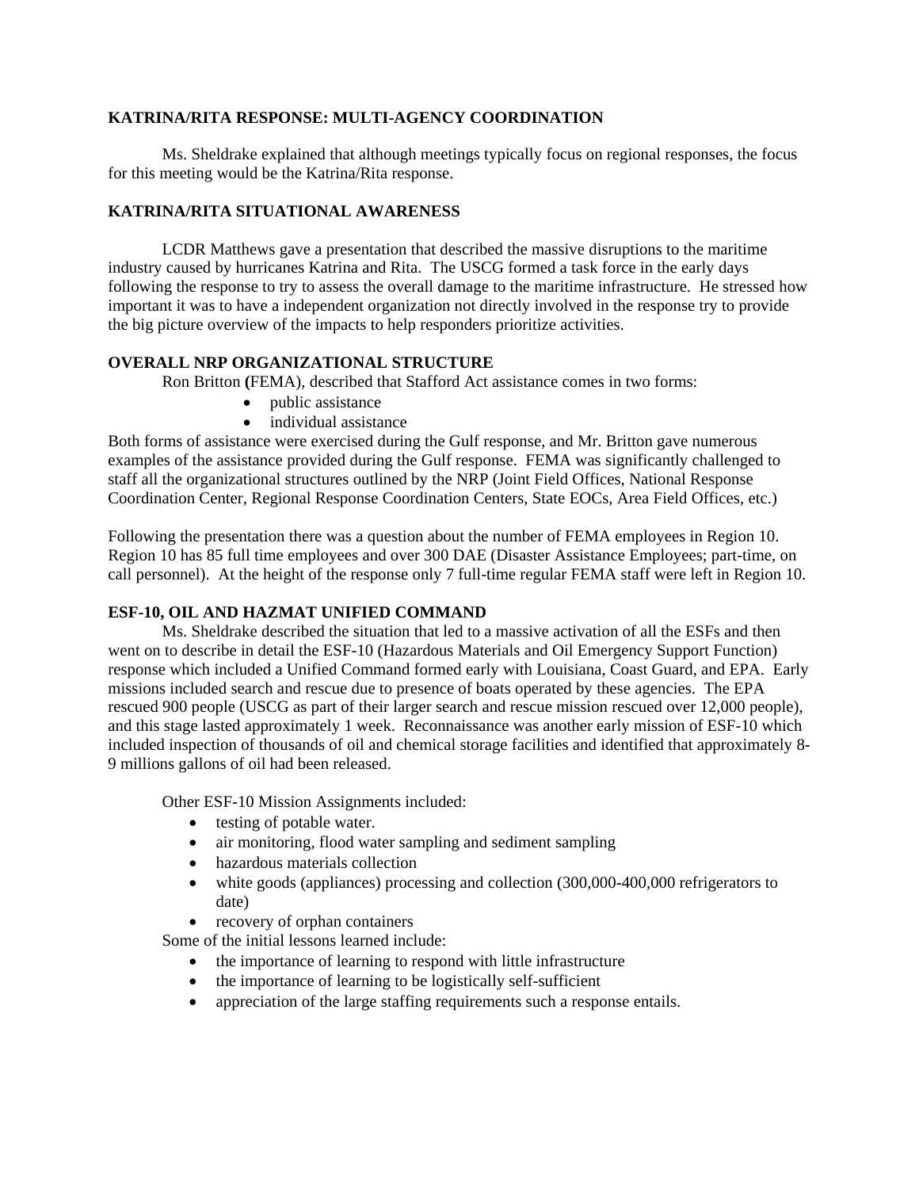## KATRINA/RITA RESPONSE: MULTI-AGENCY COORDINATION

Ms. Sheldrake explained that although meetings typically focus on regional responses, the focus for this meeting would be the Katrina/Rita response.

## KATRINA/RITA SITUATIONAL AWARENESS

LCDR Matthews gave a presentation that described the massive disruptions to the maritime industry caused by hurricanes Katrina and Rita. The USCG formed a task force in the early days following the response to try to assess the overall damage to the maritime infrastructure. He stressed how important it was to have a independent organization not directly involved in the response try to provide the big picture overview of the impacts to help responders prioritize activities.

## OVERALL NRP ORGANIZATIONAL STRUCTURE

Ron Britton **(**FEMA), described that Stafford Act assistance comes in two forms:

- public assistance
- individual assistance

Both forms of assistance were exercised during the Gulf response, and Mr. Britton gave numerous examples of the assistance provided during the Gulf response. FEMA was significantly challenged to staff all the organizational structures outlined by the NRP (Joint Field Offices, National Response Coordination Center, Regional Response Coordination Centers, State EOCs, Area Field Offices, etc.)

Following the presentation there was a question about the number of FEMA employees in Region 10. Region 10 has 85 full time employees and over 300 DAE (Disaster Assistance Employees; part-time, on call personnel). At the height of the response only 7 full-time regular FEMA staff were left in Region 10.

## ESF-10, OIL AND HAZMAT UNIFIED COMMAND

Ms. Sheldrake described the situation that led to a massive activation of all the ESFs and then went on to describe in detail the ESF-10 (Hazardous Materials and Oil Emergency Support Function) response which included a Unified Command formed early with Louisiana, Coast Guard, and EPA. Early missions included search and rescue due to presence of boats operated by these agencies. The EPA rescued 900 people (USCG as part of their larger search and rescue mission rescued over 12,000 people), and this stage lasted approximately 1 week. Reconnaissance was another early mission of ESF-10 which included inspection of thousands of oil and chemical storage facilities and identified that approximately 8-9 millions gallons of oil had been released.

Other ESF-10 Mission Assignments included:

- testing of potable water.
- air monitoring, flood water sampling and sediment sampling
- hazardous materials collection
- white goods (appliances) processing and collection (300,000-400,000 refrigerators to date)
- recovery of orphan containers

Some of the initial lessons learned include:

- the importance of learning to respond with little infrastructure
- the importance of learning to be logistically self-sufficient
- appreciation of the large staffing requirements such a response entails.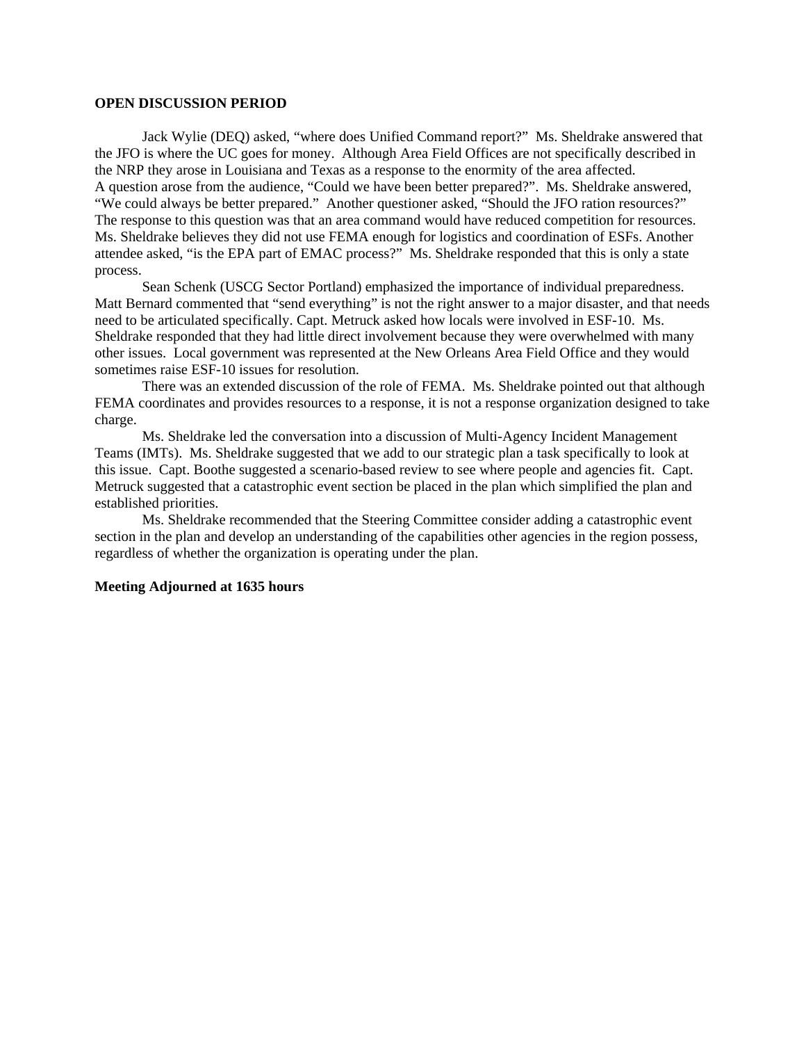**OPEN DISCUSSION PERIOD**

Jack Wylie (DEQ) asked, "where does Unified Command report?" Ms. Sheldrake answered that the JFO is where the UC goes for money. Although Area Field Offices are not specifically described in the NRP they arose in Louisiana and Texas as a response to the enormity of the area affected. A question arose from the audience, "Could we have been better prepared?". Ms. Sheldrake answered, "We could always be better prepared." Another questioner asked, "Should the JFO ration resources?" The response to this question was that an area command would have reduced competition for resources. Ms. Sheldrake believes they did not use FEMA enough for logistics and coordination of ESFs. Another attendee asked, "is the EPA part of EMAC process?" Ms. Sheldrake responded that this is only a state process.

Sean Schenk (USCG Sector Portland) emphasized the importance of individual preparedness. Matt Bernard commented that "send everything" is not the right answer to a major disaster, and that needs need to be articulated specifically. Capt. Metruck asked how locals were involved in ESF-10. Ms. Sheldrake responded that they had little direct involvement because they were overwhelmed with many other issues. Local government was represented at the New Orleans Area Field Office and they would sometimes raise ESF-10 issues for resolution.

There was an extended discussion of the role of FEMA. Ms. Sheldrake pointed out that although FEMA coordinates and provides resources to a response, it is not a response organization designed to take charge.

Ms. Sheldrake led the conversation into a discussion of Multi-Agency Incident Management Teams (IMTs). Ms. Sheldrake suggested that we add to our strategic plan a task specifically to look at this issue. Capt. Boothe suggested a scenario-based review to see where people and agencies fit. Capt. Metruck suggested that a catastrophic event section be placed in the plan which simplified the plan and established priorities.

Ms. Sheldrake recommended that the Steering Committee consider adding a catastrophic event section in the plan and develop an understanding of the capabilities other agencies in the region possess, regardless of whether the organization is operating under the plan.

**Meeting Adjourned at 1635 hours**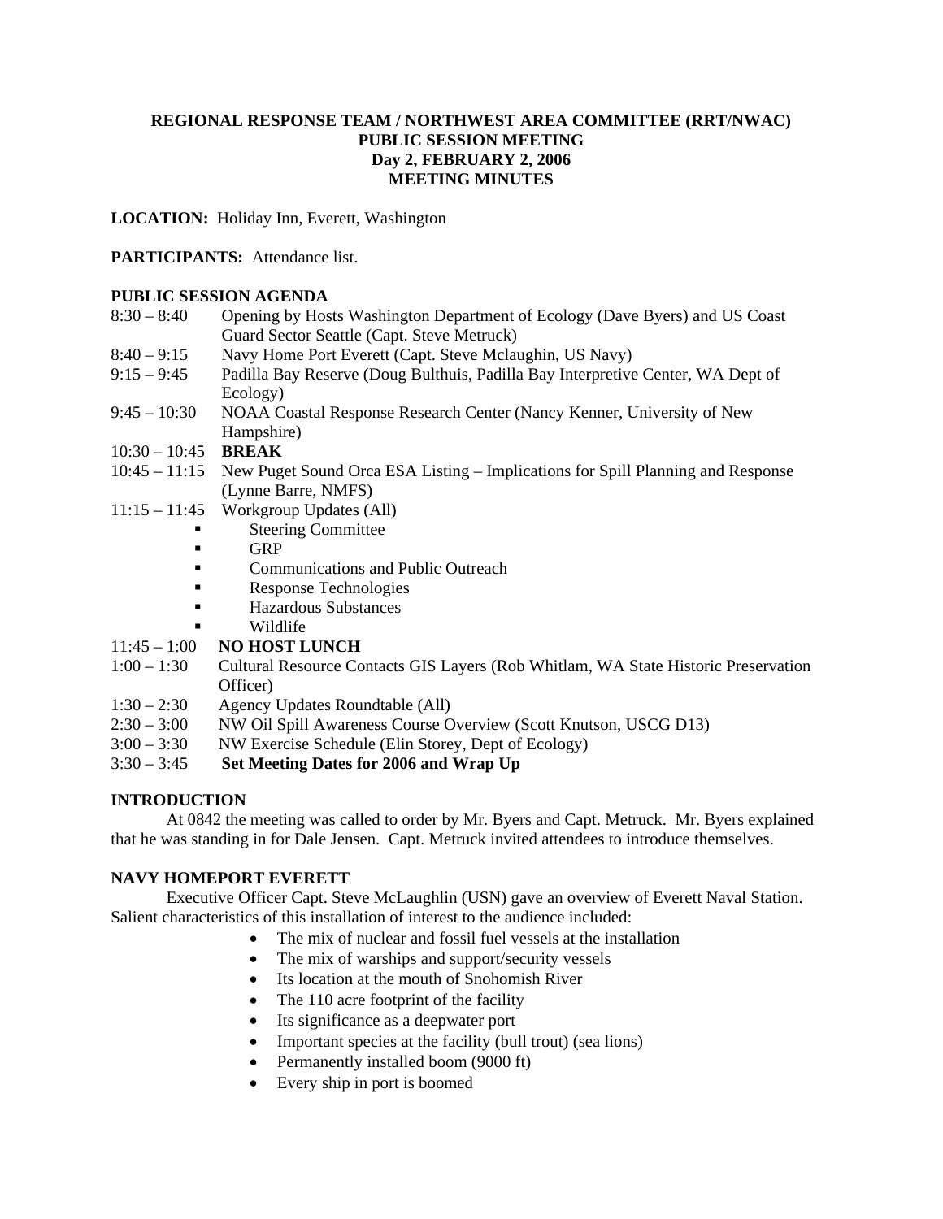**REGIONAL RESPONSE TEAM / NORTHWEST AREA COMMITTEE (RRT/NWAC)**
**PUBLIC SESSION MEETING**
**Day 2, FEBRUARY 2, 2006**
**MEETING MINUTES**

**LOCATION:** Holiday Inn, Everett, Washington

**PARTICIPANTS:** Attendance list.

**PUBLIC SESSION AGENDA**

8:30 – 8:40 Opening by Hosts Washington Department of Ecology (Dave Byers) and US Coast Guard Sector Seattle (Capt. Steve Metruck)

8:40 – 9:15 Navy Home Port Everett (Capt. Steve Mclaughin, US Navy)

9:15 – 9:45 Padilla Bay Reserve (Doug Bulthuis, Padilla Bay Interpretive Center, WA Dept of Ecology)

9:45 – 10:30 NOAA Coastal Response Research Center (Nancy Kenner, University of New Hampshire)

10:30 – 10:45 **BREAK**

10:45 – 11:15 New Puget Sound Orca ESA Listing – Implications for Spill Planning and Response (Lynne Barre, NMFS)

11:15 – 11:45 Workgroup Updates (All)

- Steering Committee
- GRP
- Communications and Public Outreach
- Response Technologies
- Hazardous Substances
- Wildlife

11:45 – 1:00 **NO HOST LUNCH**

1:00 – 1:30 Cultural Resource Contacts GIS Layers (Rob Whitlam, WA State Historic Preservation Officer)

1:30 – 2:30 Agency Updates Roundtable (All)

2:30 – 3:00 NW Oil Spill Awareness Course Overview (Scott Knutson, USCG D13)

3:00 – 3:30 NW Exercise Schedule (Elin Storey, Dept of Ecology)

3:30 – 3:45 **Set Meeting Dates for 2006 and Wrap Up**

**INTRODUCTION**

At 0842 the meeting was called to order by Mr. Byers and Capt. Metruck. Mr. Byers explained that he was standing in for Dale Jensen. Capt. Metruck invited attendees to introduce themselves.

**NAVY HOMEPORT EVERETT**

Executive Officer Capt. Steve McLaughlin (USN) gave an overview of Everett Naval Station. Salient characteristics of this installation of interest to the audience included:

- The mix of nuclear and fossil fuel vessels at the installation
- The mix of warships and support/security vessels
- Its location at the mouth of Snohomish River
- The 110 acre footprint of the facility
- Its significance as a deepwater port
- Important species at the facility (bull trout) (sea lions)
- Permanently installed boom (9000 ft)
- Every ship in port is boomed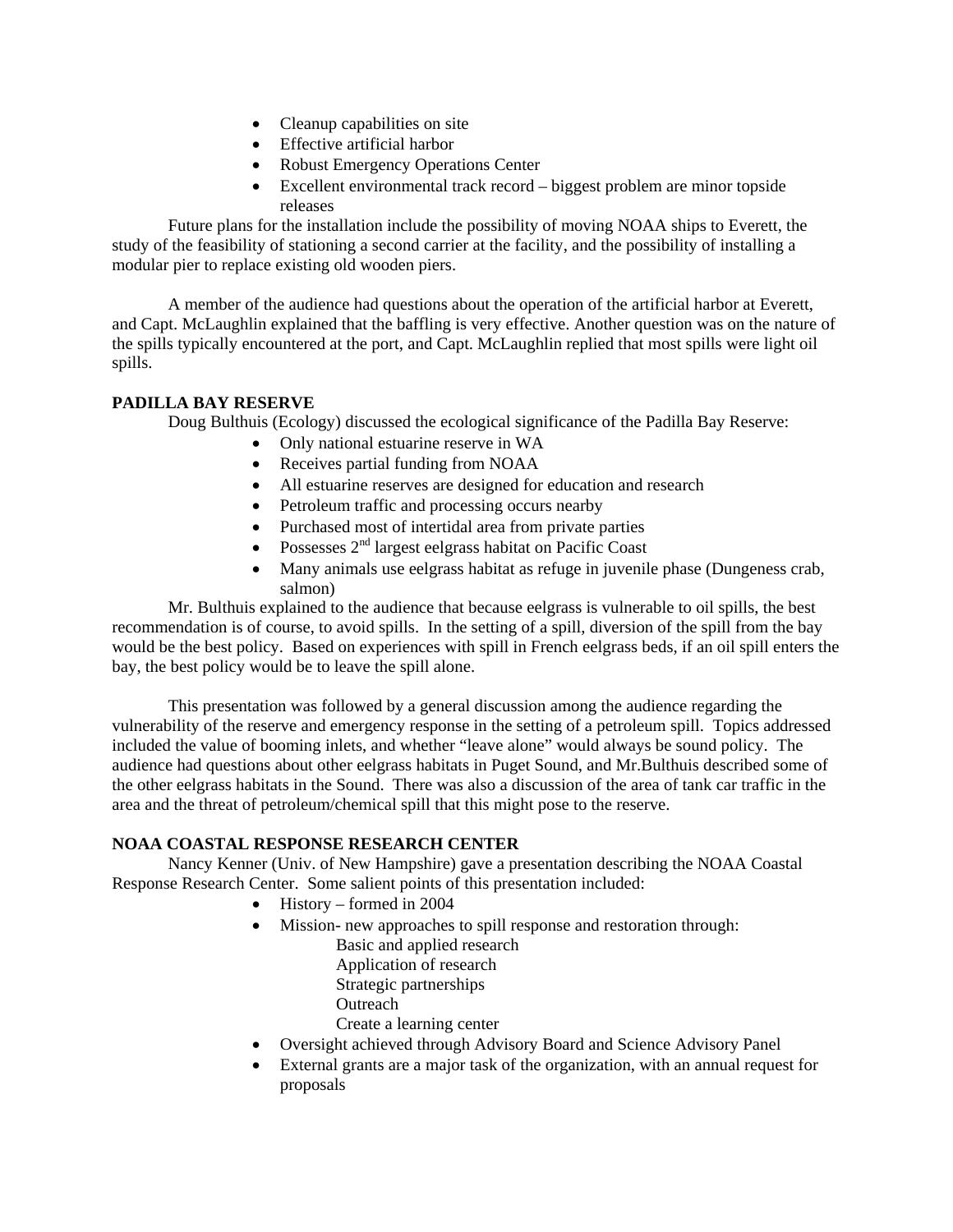- Cleanup capabilities on site
- Effective artificial harbor
- Robust Emergency Operations Center
- Excellent environmental track record – biggest problem are minor topside releases

Future plans for the installation include the possibility of moving NOAA ships to Everett, the study of the feasibility of stationing a second carrier at the facility, and the possibility of installing a modular pier to replace existing old wooden piers.

A member of the audience had questions about the operation of the artificial harbor at Everett, and Capt. McLaughlin explained that the baffling is very effective. Another question was on the nature of the spills typically encountered at the port, and Capt. McLaughlin replied that most spills were light oil spills.

**PADILLA BAY RESERVE**

Doug Bulthuis (Ecology) discussed the ecological significance of the Padilla Bay Reserve:

- Only national estuarine reserve in WA
- Receives partial funding from NOAA
- All estuarine reserves are designed for education and research
- Petroleum traffic and processing occurs nearby
- Purchased most of intertidal area from private parties
- Possesses 2nd largest eelgrass habitat on Pacific Coast
- Many animals use eelgrass habitat as refuge in juvenile phase (Dungeness crab, salmon)

Mr. Bulthuis explained to the audience that because eelgrass is vulnerable to oil spills, the best recommendation is of course, to avoid spills. In the setting of a spill, diversion of the spill from the bay would be the best policy. Based on experiences with spill in French eelgrass beds, if an oil spill enters the bay, the best policy would be to leave the spill alone.

This presentation was followed by a general discussion among the audience regarding the vulnerability of the reserve and emergency response in the setting of a petroleum spill. Topics addressed included the value of booming inlets, and whether "leave alone" would always be sound policy. The audience had questions about other eelgrass habitats in Puget Sound, and Mr.Bulthuis described some of the other eelgrass habitats in the Sound. There was also a discussion of the area of tank car traffic in the area and the threat of petroleum/chemical spill that this might pose to the reserve.

**NOAA COASTAL RESPONSE RESEARCH CENTER**

Nancy Kenner (Univ. of New Hampshire) gave a presentation describing the NOAA Coastal Response Research Center. Some salient points of this presentation included:

- History – formed in 2004
- Mission- new approaches to spill response and restoration through:
  - Basic and applied research
  - Application of research
  - Strategic partnerships
  - Outreach
  - Create a learning center
- Oversight achieved through Advisory Board and Science Advisory Panel
- External grants are a major task of the organization, with an annual request for proposals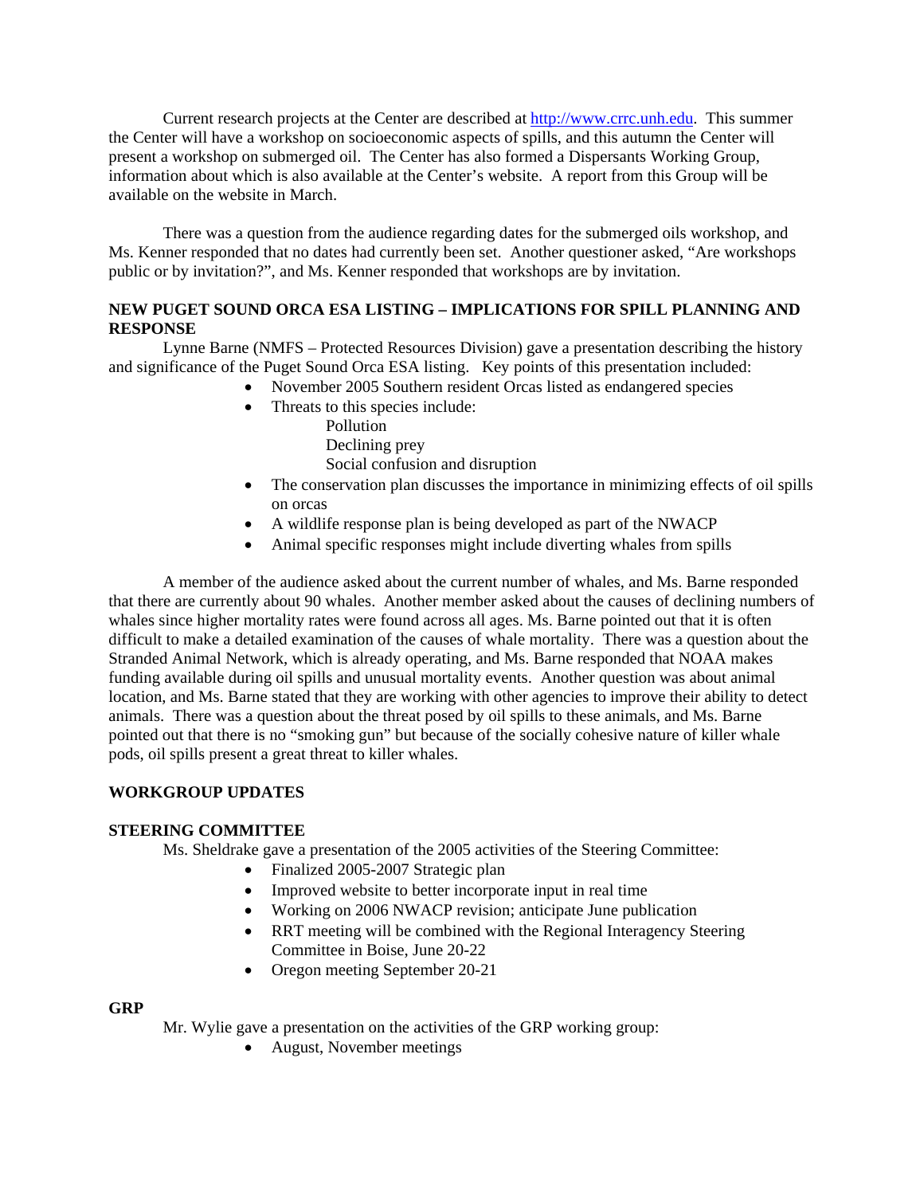Current research projects at the Center are described at http://www.crrc.unh.edu. This summer the Center will have a workshop on socioeconomic aspects of spills, and this autumn the Center will present a workshop on submerged oil. The Center has also formed a Dispersants Working Group, information about which is also available at the Center's website. A report from this Group will be available on the website in March.

There was a question from the audience regarding dates for the submerged oils workshop, and Ms. Kenner responded that no dates had currently been set. Another questioner asked, "Are workshops public or by invitation?", and Ms. Kenner responded that workshops are by invitation.

**NEW PUGET SOUND ORCA ESA LISTING – IMPLICATIONS FOR SPILL PLANNING AND RESPONSE**

Lynne Barne (NMFS – Protected Resources Division) gave a presentation describing the history and significance of the Puget Sound Orca ESA listing. Key points of this presentation included:

- November 2005 Southern resident Orcas listed as endangered species
- Threats to this species include:
  - Pollution
  - Declining prey
  - Social confusion and disruption
- The conservation plan discusses the importance in minimizing effects of oil spills on orcas
- A wildlife response plan is being developed as part of the NWACP
- Animal specific responses might include diverting whales from spills

A member of the audience asked about the current number of whales, and Ms. Barne responded that there are currently about 90 whales. Another member asked about the causes of declining numbers of whales since higher mortality rates were found across all ages. Ms. Barne pointed out that it is often difficult to make a detailed examination of the causes of whale mortality. There was a question about the Stranded Animal Network, which is already operating, and Ms. Barne responded that NOAA makes funding available during oil spills and unusual mortality events. Another question was about animal location, and Ms. Barne stated that they are working with other agencies to improve their ability to detect animals. There was a question about the threat posed by oil spills to these animals, and Ms. Barne pointed out that there is no "smoking gun" but because of the socially cohesive nature of killer whale pods, oil spills present a great threat to killer whales.

**WORKGROUP UPDATES**

**STEERING COMMITTEE**

Ms. Sheldrake gave a presentation of the 2005 activities of the Steering Committee:

- Finalized 2005-2007 Strategic plan
- Improved website to better incorporate input in real time
- Working on 2006 NWACP revision; anticipate June publication
- RRT meeting will be combined with the Regional Interagency Steering Committee in Boise, June 20-22
- Oregon meeting September 20-21

**GRP**

Mr. Wylie gave a presentation on the activities of the GRP working group:

- August, November meetings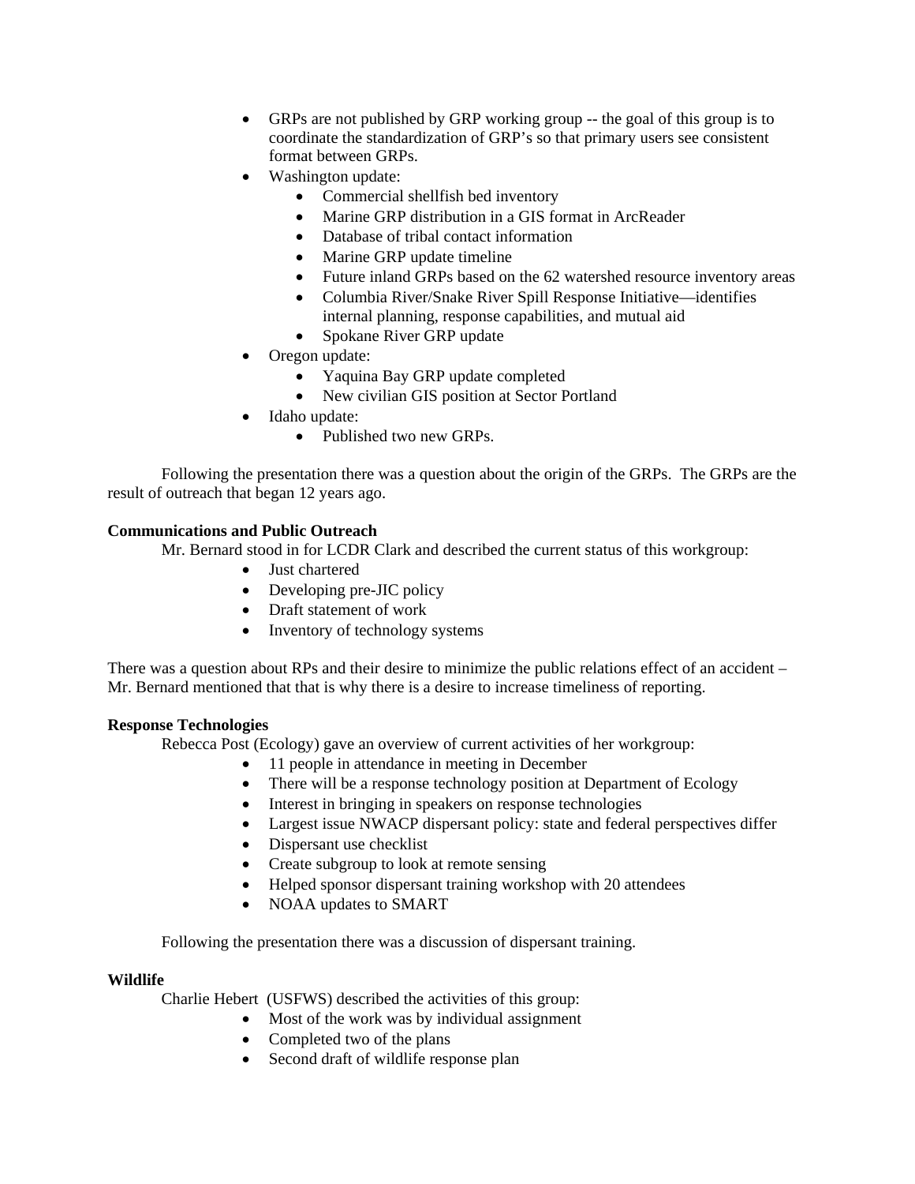- GRPs are not published by GRP working group -- the goal of this group is to coordinate the standardization of GRP's so that primary users see consistent format between GRPs.
- Washington update:
    - Commercial shellfish bed inventory
    - Marine GRP distribution in a GIS format in ArcReader
    - Database of tribal contact information
    - Marine GRP update timeline
    - Future inland GRPs based on the 62 watershed resource inventory areas
    - Columbia River/Snake River Spill Response Initiative—identifies internal planning, response capabilities, and mutual aid
    - Spokane River GRP update
- Oregon update:
    - Yaquina Bay GRP update completed
    - New civilian GIS position at Sector Portland
- Idaho update:
    - Published two new GRPs.

Following the presentation there was a question about the origin of the GRPs. The GRPs are the result of outreach that began 12 years ago.

**Communications and Public Outreach**

Mr. Bernard stood in for LCDR Clark and described the current status of this workgroup:

- Just chartered
- Developing pre-JIC policy
- Draft statement of work
- Inventory of technology systems

There was a question about RPs and their desire to minimize the public relations effect of an accident – Mr. Bernard mentioned that that is why there is a desire to increase timeliness of reporting.

**Response Technologies**

Rebecca Post (Ecology) gave an overview of current activities of her workgroup:

- 11 people in attendance in meeting in December
- There will be a response technology position at Department of Ecology
- Interest in bringing in speakers on response technologies
- Largest issue NWACP dispersant policy: state and federal perspectives differ
- Dispersant use checklist
- Create subgroup to look at remote sensing
- Helped sponsor dispersant training workshop with 20 attendees
- NOAA updates to SMART

Following the presentation there was a discussion of dispersant training.

**Wildlife**

Charlie Hebert (USFWS) described the activities of this group:

- Most of the work was by individual assignment
- Completed two of the plans
- Second draft of wildlife response plan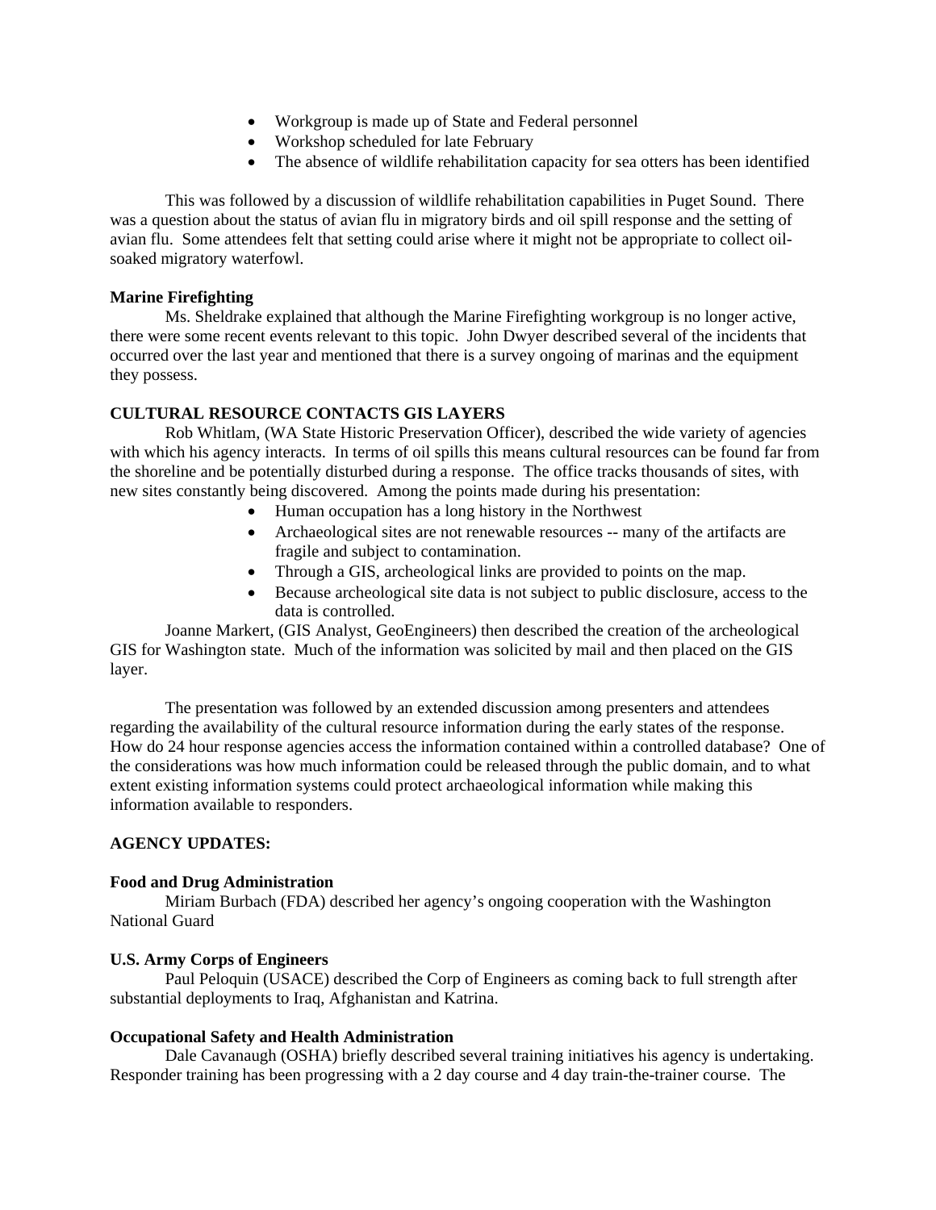- Workgroup is made up of State and Federal personnel
- Workshop scheduled for late February
- The absence of wildlife rehabilitation capacity for sea otters has been identified

This was followed by a discussion of wildlife rehabilitation capabilities in Puget Sound. There was a question about the status of avian flu in migratory birds and oil spill response and the setting of avian flu. Some attendees felt that setting could arise where it might not be appropriate to collect oil-soaked migratory waterfowl.

**Marine Firefighting**

Ms. Sheldrake explained that although the Marine Firefighting workgroup is no longer active, there were some recent events relevant to this topic. John Dwyer described several of the incidents that occurred over the last year and mentioned that there is a survey ongoing of marinas and the equipment they possess.

**CULTURAL RESOURCE CONTACTS GIS LAYERS**

Rob Whitlam, (WA State Historic Preservation Officer), described the wide variety of agencies with which his agency interacts. In terms of oil spills this means cultural resources can be found far from the shoreline and be potentially disturbed during a response. The office tracks thousands of sites, with new sites constantly being discovered. Among the points made during his presentation:

- Human occupation has a long history in the Northwest
- Archaeological sites are not renewable resources -- many of the artifacts are fragile and subject to contamination.
- Through a GIS, archeological links are provided to points on the map.
- Because archeological site data is not subject to public disclosure, access to the data is controlled.

Joanne Markert, (GIS Analyst, GeoEngineers) then described the creation of the archeological GIS for Washington state. Much of the information was solicited by mail and then placed on the GIS layer.

The presentation was followed by an extended discussion among presenters and attendees regarding the availability of the cultural resource information during the early states of the response. How do 24 hour response agencies access the information contained within a controlled database? One of the considerations was how much information could be released through the public domain, and to what extent existing information systems could protect archaeological information while making this information available to responders.

**AGENCY UPDATES:**

**Food and Drug Administration**

Miriam Burbach (FDA) described her agency's ongoing cooperation with the Washington National Guard

**U.S. Army Corps of Engineers**

Paul Peloquin (USACE) described the Corp of Engineers as coming back to full strength after substantial deployments to Iraq, Afghanistan and Katrina.

**Occupational Safety and Health Administration**

Dale Cavanaugh (OSHA) briefly described several training initiatives his agency is undertaking. Responder training has been progressing with a 2 day course and 4 day train-the-trainer course. The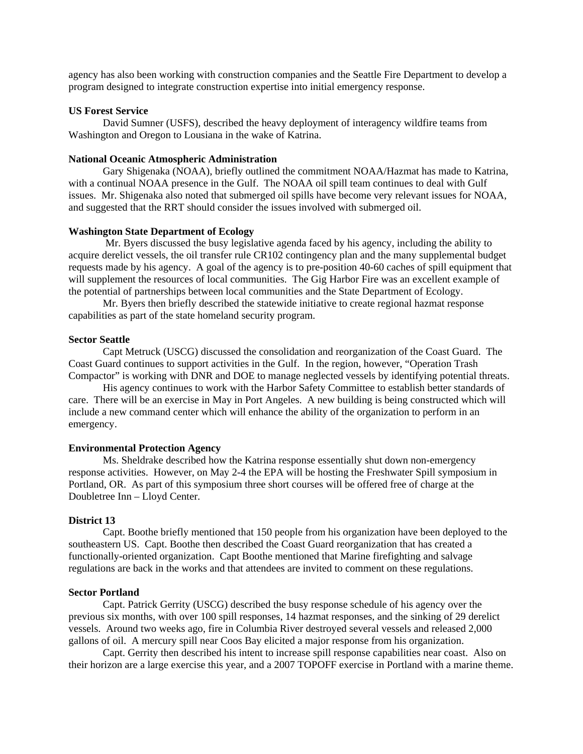agency has also been working with construction companies and the Seattle Fire Department to develop a program designed to integrate construction expertise into initial emergency response.

**US Forest Service**

David Sumner (USFS), described the heavy deployment of interagency wildfire teams from Washington and Oregon to Lousiana in the wake of Katrina.

**National Oceanic Atmospheric Administration**

Gary Shigenaka (NOAA), briefly outlined the commitment NOAA/Hazmat has made to Katrina, with a continual NOAA presence in the Gulf. The NOAA oil spill team continues to deal with Gulf issues. Mr. Shigenaka also noted that submerged oil spills have become very relevant issues for NOAA, and suggested that the RRT should consider the issues involved with submerged oil.

**Washington State Department of Ecology**

Mr. Byers discussed the busy legislative agenda faced by his agency, including the ability to acquire derelict vessels, the oil transfer rule CR102 contingency plan and the many supplemental budget requests made by his agency. A goal of the agency is to pre-position 40-60 caches of spill equipment that will supplement the resources of local communities. The Gig Harbor Fire was an excellent example of the potential of partnerships between local communities and the State Department of Ecology.

Mr. Byers then briefly described the statewide initiative to create regional hazmat response capabilities as part of the state homeland security program.

**Sector Seattle**

Capt Metruck (USCG) discussed the consolidation and reorganization of the Coast Guard. The Coast Guard continues to support activities in the Gulf. In the region, however, "Operation Trash Compactor" is working with DNR and DOE to manage neglected vessels by identifying potential threats.

His agency continues to work with the Harbor Safety Committee to establish better standards of care. There will be an exercise in May in Port Angeles. A new building is being constructed which will include a new command center which will enhance the ability of the organization to perform in an emergency.

**Environmental Protection Agency**

Ms. Sheldrake described how the Katrina response essentially shut down non-emergency response activities. However, on May 2-4 the EPA will be hosting the Freshwater Spill symposium in Portland, OR. As part of this symposium three short courses will be offered free of charge at the Doubletree Inn – Lloyd Center.

**District 13**

Capt. Boothe briefly mentioned that 150 people from his organization have been deployed to the southeastern US. Capt. Boothe then described the Coast Guard reorganization that has created a functionally-oriented organization. Capt Boothe mentioned that Marine firefighting and salvage regulations are back in the works and that attendees are invited to comment on these regulations.

**Sector Portland**

Capt. Patrick Gerrity (USCG) described the busy response schedule of his agency over the previous six months, with over 100 spill responses, 14 hazmat responses, and the sinking of 29 derelict vessels. Around two weeks ago, fire in Columbia River destroyed several vessels and released 2,000 gallons of oil. A mercury spill near Coos Bay elicited a major response from his organization.

Capt. Gerrity then described his intent to increase spill response capabilities near coast. Also on their horizon are a large exercise this year, and a 2007 TOPOFF exercise in Portland with a marine theme.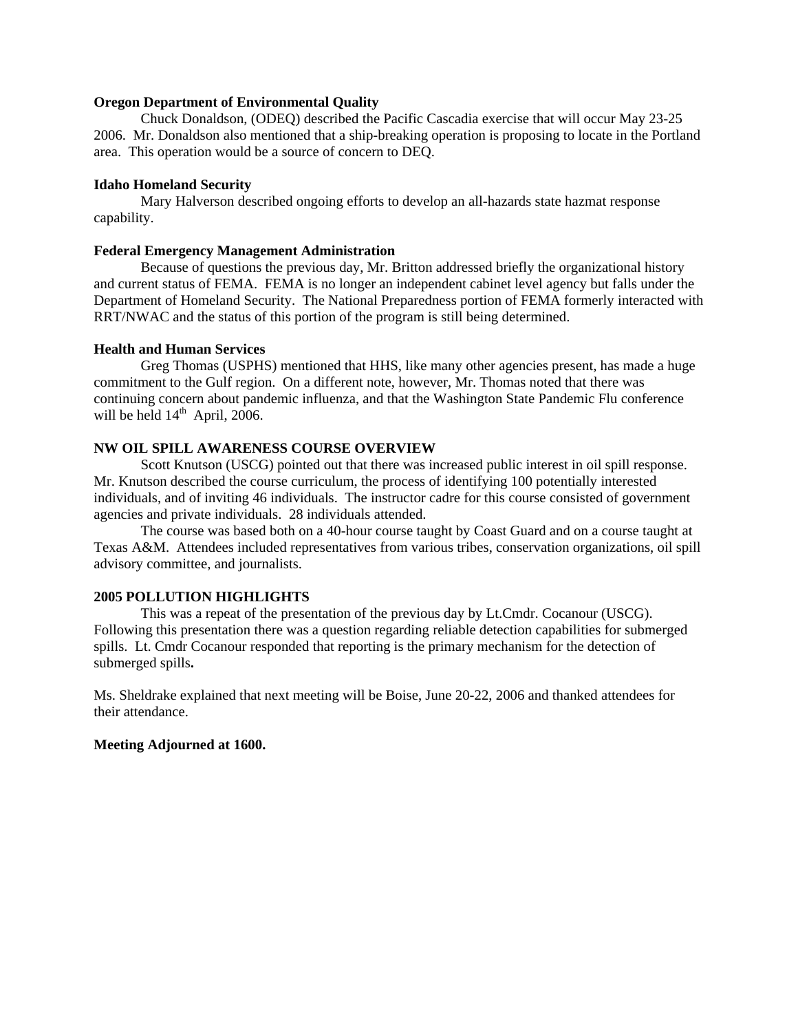**Oregon Department of Environmental Quality**

Chuck Donaldson, (ODEQ) described the Pacific Cascadia exercise that will occur May 23-25 2006. Mr. Donaldson also mentioned that a ship-breaking operation is proposing to locate in the Portland area. This operation would be a source of concern to DEQ.

**Idaho Homeland Security**

Mary Halverson described ongoing efforts to develop an all-hazards state hazmat response capability.

**Federal Emergency Management Administration**

Because of questions the previous day, Mr. Britton addressed briefly the organizational history and current status of FEMA. FEMA is no longer an independent cabinet level agency but falls under the Department of Homeland Security. The National Preparedness portion of FEMA formerly interacted with RRT/NWAC and the status of this portion of the program is still being determined.

**Health and Human Services**

Greg Thomas (USPHS) mentioned that HHS, like many other agencies present, has made a huge commitment to the Gulf region. On a different note, however, Mr. Thomas noted that there was continuing concern about pandemic influenza, and that the Washington State Pandemic Flu conference will be held 14th April, 2006.

**NW OIL SPILL AWARENESS COURSE OVERVIEW**

Scott Knutson (USCG) pointed out that there was increased public interest in oil spill response. Mr. Knutson described the course curriculum, the process of identifying 100 potentially interested individuals, and of inviting 46 individuals. The instructor cadre for this course consisted of government agencies and private individuals. 28 individuals attended.

The course was based both on a 40-hour course taught by Coast Guard and on a course taught at Texas A&M. Attendees included representatives from various tribes, conservation organizations, oil spill advisory committee, and journalists.

**2005 POLLUTION HIGHLIGHTS**

This was a repeat of the presentation of the previous day by Lt.Cmdr. Cocanour (USCG). Following this presentation there was a question regarding reliable detection capabilities for submerged spills. Lt. Cmdr Cocanour responded that reporting is the primary mechanism for the detection of submerged spills**.**

Ms. Sheldrake explained that next meeting will be Boise, June 20-22, 2006 and thanked attendees for their attendance.

**Meeting Adjourned at 1600.**